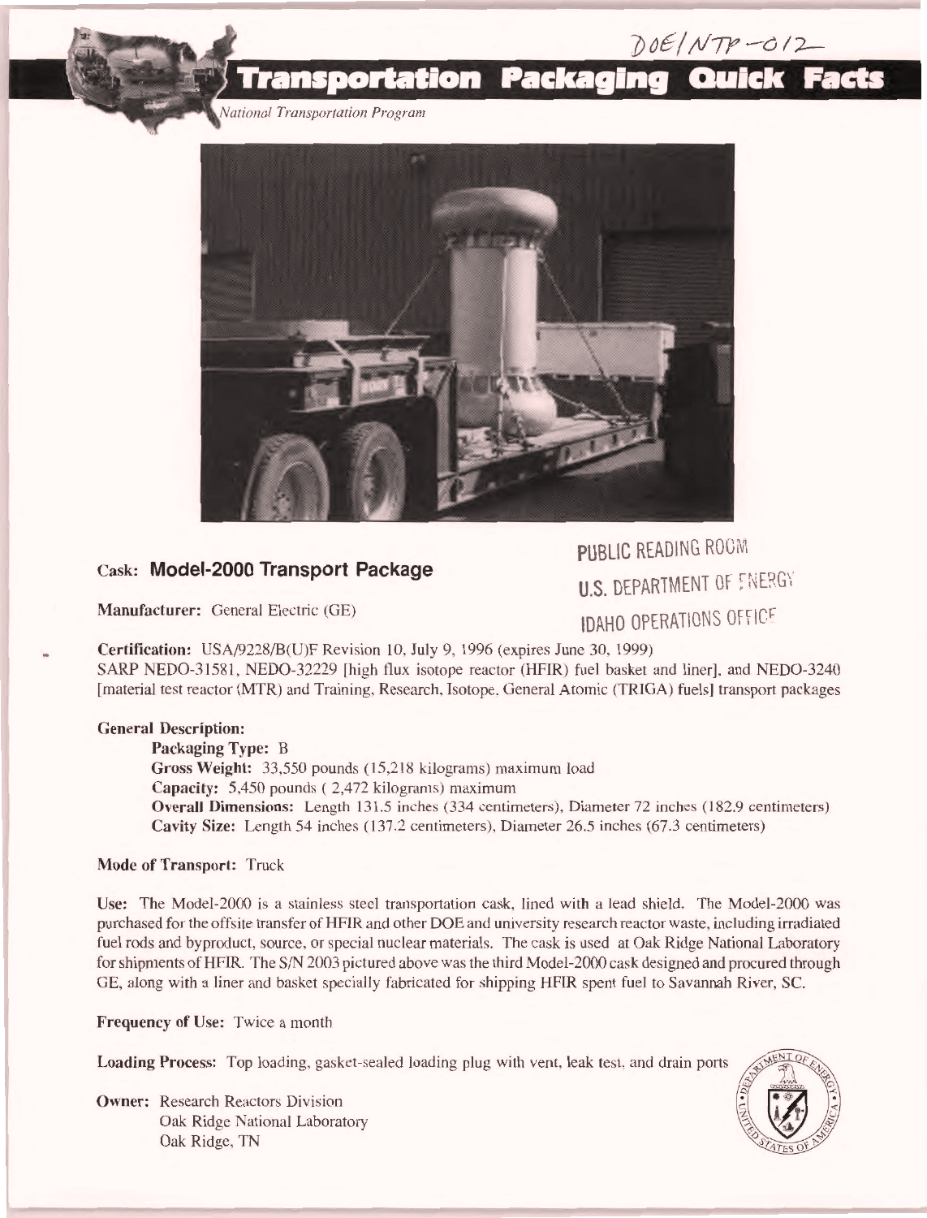DOE/NTP-012

# Transportation Packaging Quick Facts

*National Transportation Program*

PUBLIC READING ROOM
U.S. DEPARTMENT OF ENERGY
IDAHO OPERATIONS OFFICE

## Cask: Model-2000 Transport Package

**Manufacturer:** General Electric (GE)

**Certification:** USA/9228/B(U)F Revision 10, July 9, 1996 (expires June 30, 1999)
SARP NEDO-31581, NEDO-32229 [high flux isotope reactor (HFIR) fuel basket and liner], and NEDO-3240 [material test reactor (MTR) and Training, Research, Isotope, General Atomic (TRIGA) fuels] transport packages

**General Description:**

- **Packaging Type:** B
- **Gross Weight:** 33,550 pounds (15,218 kilograms) maximum load
- **Capacity:** 5,450 pounds ( 2,472 kilograms) maximum
- **Overall Dimensions:** Length 131.5 inches (334 centimeters), Diameter 72 inches (182.9 centimeters)
- **Cavity Size:** Length 54 inches (137.2 centimeters), Diameter 26.5 inches (67.3 centimeters)

**Mode of Transport:** Truck

**Use:** The Model-2000 is a stainless steel transportation cask, lined with a lead shield. The Model-2000 was purchased for the offsite transfer of HFIR and other DOE and university research reactor waste, including irradiated fuel rods and byproduct, source, or special nuclear materials. The cask is used at Oak Ridge National Laboratory for shipments of HFIR. The S/N 2003 pictured above was the third Model-2000 cask designed and procured through GE, along with a liner and basket specially fabricated for shipping HFIR spent fuel to Savannah River, SC.

**Frequency of Use:** Twice a month

**Loading Process:** Top loading, gasket-sealed loading plug with vent, leak test, and drain ports

**Owner:** Research Reactors Division
Oak Ridge National Laboratory
Oak Ridge, TN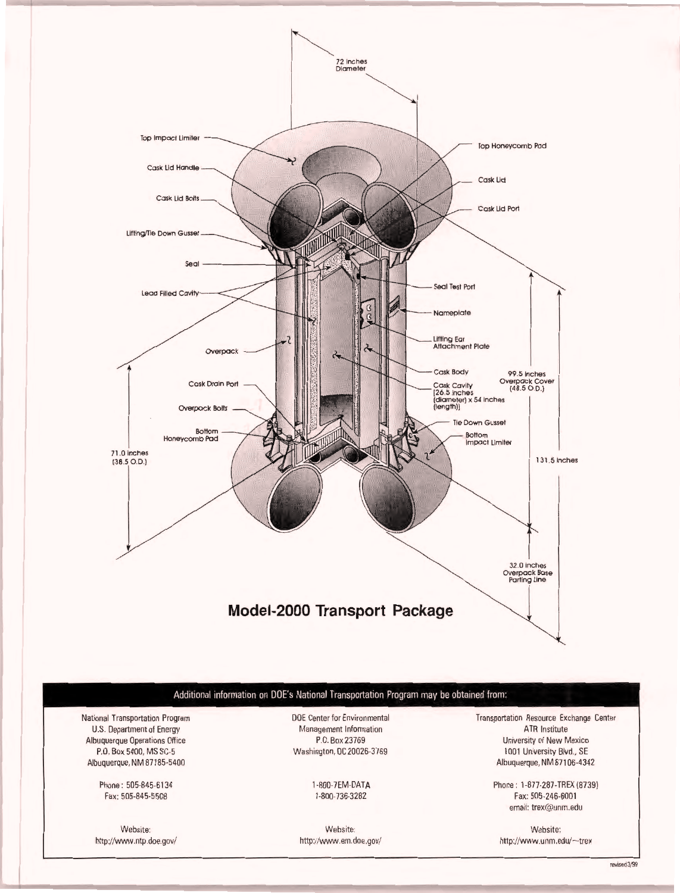72 inches Diameter

Top Impact Limiter

Cask Lid Handle

Cask Lid Bolts

Lifting/Tie Down Gusset

Seal

Lead Filled Cavity

Overpack

Cask Drain Port

Overpack Bolts

Bottom Honeycomb Pad

71.0 inches (38.5 O.D.)

Top Honeycomb Pad

Cask Lid

Cask Lid Port

Seal Test Port

Nameplate

Lifting Ear Attachment Plate

Cask Body

Cask Cavity [26.5 inches (diameter) x 54 inches (length)]

99.5 inches Overpack Cover (48.5 O.D.)

Tie Down Gusset

Bottom Impact Limiter

131.5 inches

32.0 inches Overpack Base Parting Line

## Model-2000 Transport Package

**Additional information on DOE's National Transportation Program may be obtained from:**

National Transportation Program
U.S. Department of Energy
Albuquerque Operations Office
P.O. Box 5400, MS SC-5
Albuquerque, NM 87185-5400

Phone: 505-845-6134
Fax: 505-845-5508

Website:
http://www.ntp.doe.gov/

DOE Center for Environmental Management Information
P.O. Box 23769
Washington, DC 20026-3769

1-800-7EM-DATA
1-800-736-3282

Website:
http://www.em.doe.gov/

Transportation Resource Exchange Center
ATR Institute
University of New Mexico
1001 University Blvd., SE
Albuquerque, NM 87106-4342

Phone: 1-877-287-TREX (8739)
Fax: 505-246-6001
email: trex@unm.edu

Website:
http://www.unm.edu/~trex

revised 3/99